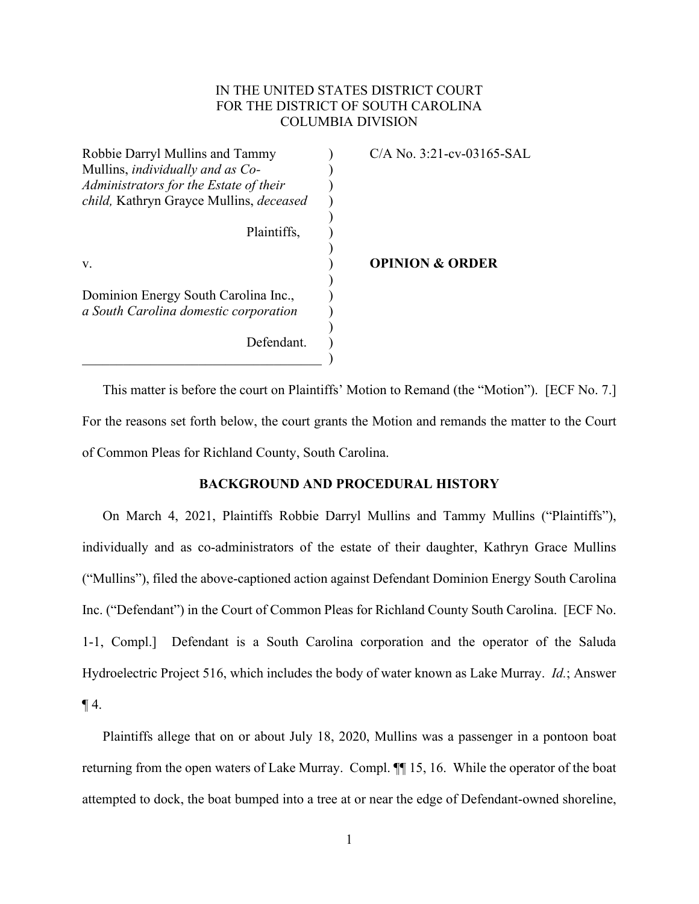IN THE UNITED STATES DISTRICT COURT
FOR THE DISTRICT OF SOUTH CAROLINA
COLUMBIA DIVISION

| | | |
|---|---|---|
| Robbie Darryl Mullins and Tammy Mullins, *individually and as Co-Administrators for the Estate of their child,* Kathryn Grayce Mullins, *deceased* | ) | C/A No. 3:21-cv-03165-SAL |
| Plaintiffs, | ) | |
| v. | ) | **OPINION & ORDER** |
| Dominion Energy South Carolina Inc., *a South Carolina domestic corporation* | ) | |
| Defendant. | ) | |

This matter is before the court on Plaintiffs' Motion to Remand (the "Motion"). [ECF No. 7.] For the reasons set forth below, the court grants the Motion and remands the matter to the Court of Common Pleas for Richland County, South Carolina.

## BACKGROUND AND PROCEDURAL HISTORY

On March 4, 2021, Plaintiffs Robbie Darryl Mullins and Tammy Mullins ("Plaintiffs"), individually and as co-administrators of the estate of their daughter, Kathryn Grace Mullins ("Mullins"), filed the above-captioned action against Defendant Dominion Energy South Carolina Inc. ("Defendant") in the Court of Common Pleas for Richland County South Carolina. [ECF No. 1-1, Compl.] Defendant is a South Carolina corporation and the operator of the Saluda Hydroelectric Project 516, which includes the body of water known as Lake Murray. *Id.*; Answer ¶ 4.

Plaintiffs allege that on or about July 18, 2020, Mullins was a passenger in a pontoon boat returning from the open waters of Lake Murray. Compl. ¶¶ 15, 16. While the operator of the boat attempted to dock, the boat bumped into a tree at or near the edge of Defendant-owned shoreline,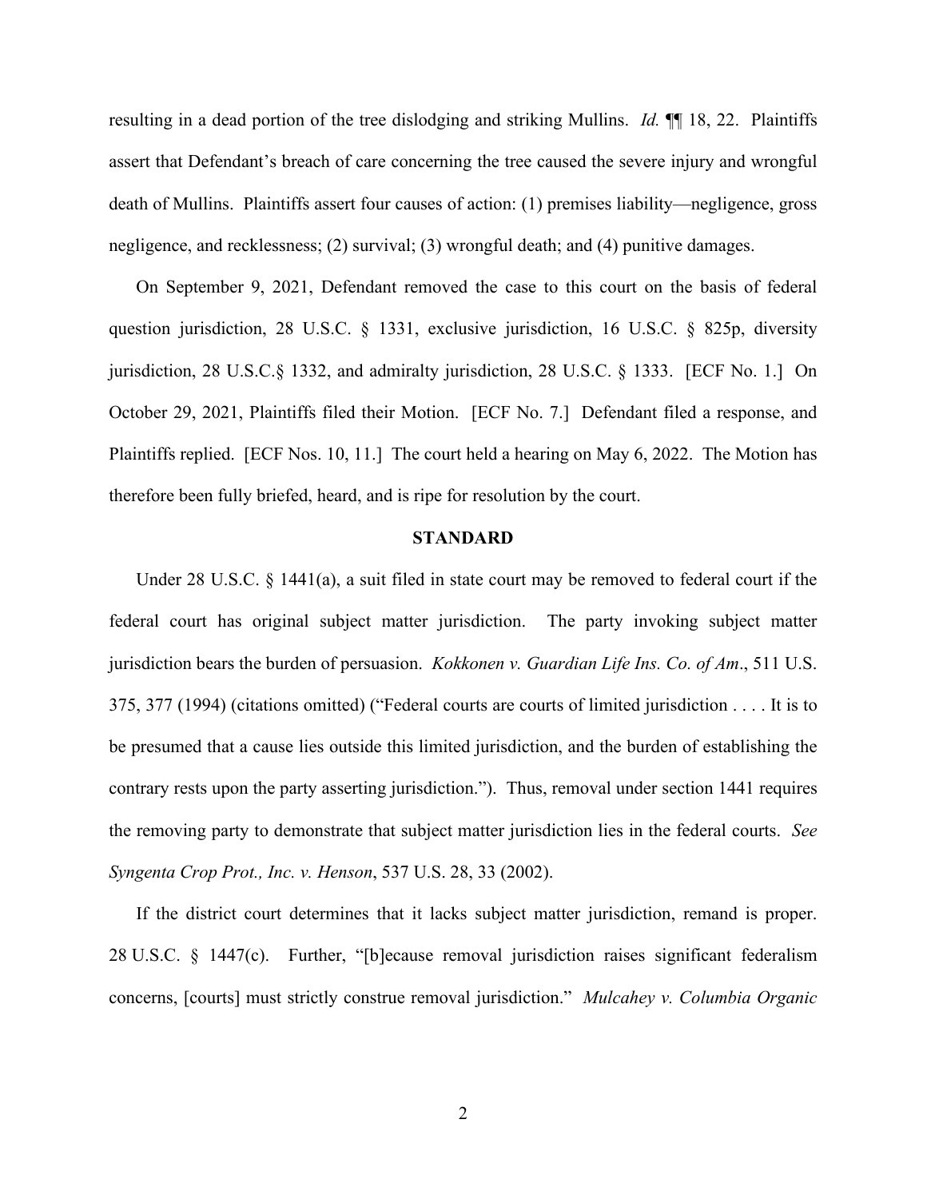resulting in a dead portion of the tree dislodging and striking Mullins. *Id.* ¶¶ 18, 22. Plaintiffs assert that Defendant's breach of care concerning the tree caused the severe injury and wrongful death of Mullins. Plaintiffs assert four causes of action: (1) premises liability—negligence, gross negligence, and recklessness; (2) survival; (3) wrongful death; and (4) punitive damages.

On September 9, 2021, Defendant removed the case to this court on the basis of federal question jurisdiction, 28 U.S.C. § 1331, exclusive jurisdiction, 16 U.S.C. § 825p, diversity jurisdiction, 28 U.S.C.§ 1332, and admiralty jurisdiction, 28 U.S.C. § 1333. [ECF No. 1.] On October 29, 2021, Plaintiffs filed their Motion. [ECF No. 7.] Defendant filed a response, and Plaintiffs replied. [ECF Nos. 10, 11.] The court held a hearing on May 6, 2022. The Motion has therefore been fully briefed, heard, and is ripe for resolution by the court.

## STANDARD

Under 28 U.S.C. § 1441(a), a suit filed in state court may be removed to federal court if the federal court has original subject matter jurisdiction. The party invoking subject matter jurisdiction bears the burden of persuasion. *Kokkonen v. Guardian Life Ins. Co. of Am*., 511 U.S. 375, 377 (1994) (citations omitted) ("Federal courts are courts of limited jurisdiction . . . . It is to be presumed that a cause lies outside this limited jurisdiction, and the burden of establishing the contrary rests upon the party asserting jurisdiction."). Thus, removal under section 1441 requires the removing party to demonstrate that subject matter jurisdiction lies in the federal courts. *See Syngenta Crop Prot., Inc. v. Henson*, 537 U.S. 28, 33 (2002).

If the district court determines that it lacks subject matter jurisdiction, remand is proper. 28 U.S.C. § 1447(c). Further, "[b]ecause removal jurisdiction raises significant federalism concerns, [courts] must strictly construe removal jurisdiction." *Mulcahey v. Columbia Organic*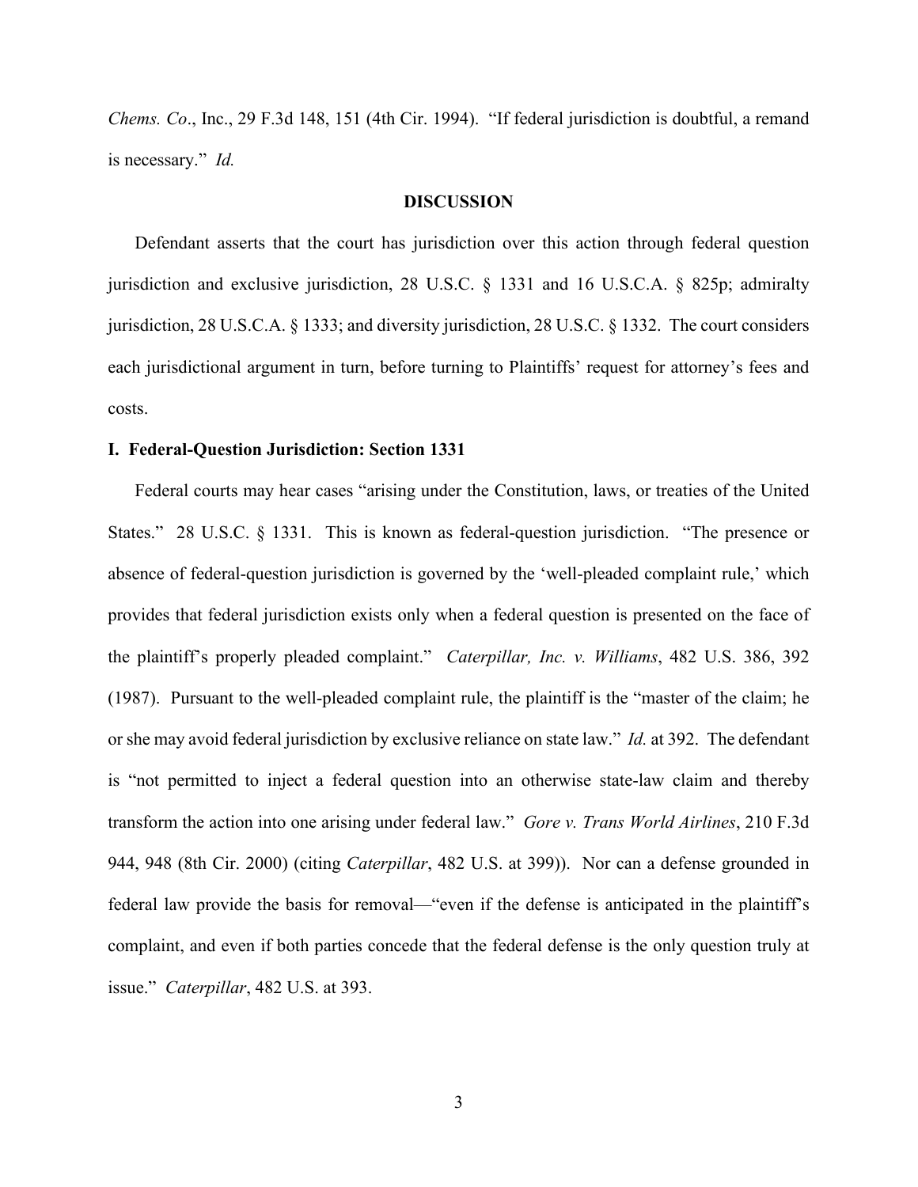*Chems. Co*., Inc., 29 F.3d 148, 151 (4th Cir. 1994). "If federal jurisdiction is doubtful, a remand is necessary." *Id.*

## DISCUSSION

Defendant asserts that the court has jurisdiction over this action through federal question jurisdiction and exclusive jurisdiction, 28 U.S.C. § 1331 and 16 U.S.C.A. § 825p; admiralty jurisdiction, 28 U.S.C.A. § 1333; and diversity jurisdiction, 28 U.S.C. § 1332. The court considers each jurisdictional argument in turn, before turning to Plaintiffs' request for attorney's fees and costs.

### I. Federal-Question Jurisdiction: Section 1331

Federal courts may hear cases "arising under the Constitution, laws, or treaties of the United States." 28 U.S.C. § 1331. This is known as federal-question jurisdiction. "The presence or absence of federal-question jurisdiction is governed by the 'well-pleaded complaint rule,' which provides that federal jurisdiction exists only when a federal question is presented on the face of the plaintiff's properly pleaded complaint." *Caterpillar, Inc. v. Williams*, 482 U.S. 386, 392 (1987). Pursuant to the well-pleaded complaint rule, the plaintiff is the "master of the claim; he or she may avoid federal jurisdiction by exclusive reliance on state law." *Id.* at 392. The defendant is "not permitted to inject a federal question into an otherwise state-law claim and thereby transform the action into one arising under federal law." *Gore v. Trans World Airlines*, 210 F.3d 944, 948 (8th Cir. 2000) (citing *Caterpillar*, 482 U.S. at 399)). Nor can a defense grounded in federal law provide the basis for removal—"even if the defense is anticipated in the plaintiff's complaint, and even if both parties concede that the federal defense is the only question truly at issue." *Caterpillar*, 482 U.S. at 393.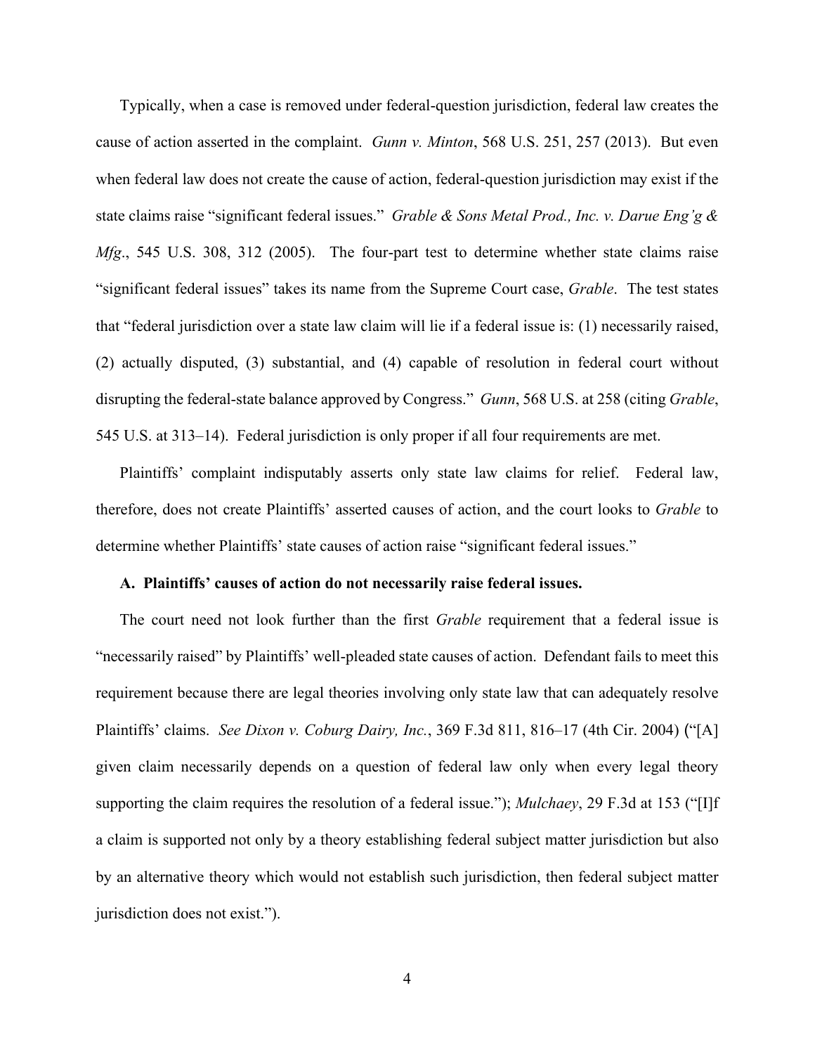Typically, when a case is removed under federal-question jurisdiction, federal law creates the cause of action asserted in the complaint. *Gunn v. Minton*, 568 U.S. 251, 257 (2013). But even when federal law does not create the cause of action, federal-question jurisdiction may exist if the state claims raise "significant federal issues." *Grable & Sons Metal Prod., Inc. v. Darue Eng'g & Mfg*., 545 U.S. 308, 312 (2005). The four-part test to determine whether state claims raise "significant federal issues" takes its name from the Supreme Court case, *Grable*. The test states that "federal jurisdiction over a state law claim will lie if a federal issue is: (1) necessarily raised, (2) actually disputed, (3) substantial, and (4) capable of resolution in federal court without disrupting the federal-state balance approved by Congress." *Gunn*, 568 U.S. at 258 (citing *Grable*, 545 U.S. at 313–14). Federal jurisdiction is only proper if all four requirements are met.

Plaintiffs' complaint indisputably asserts only state law claims for relief. Federal law, therefore, does not create Plaintiffs' asserted causes of action, and the court looks to *Grable* to determine whether Plaintiffs' state causes of action raise "significant federal issues."

**A. Plaintiffs' causes of action do not necessarily raise federal issues.**

The court need not look further than the first *Grable* requirement that a federal issue is "necessarily raised" by Plaintiffs' well-pleaded state causes of action. Defendant fails to meet this requirement because there are legal theories involving only state law that can adequately resolve Plaintiffs' claims. *See Dixon v. Coburg Dairy, Inc.*, 369 F.3d 811, 816–17 (4th Cir. 2004) ("[A] given claim necessarily depends on a question of federal law only when every legal theory supporting the claim requires the resolution of a federal issue."); *Mulchaey*, 29 F.3d at 153 ("[I]f a claim is supported not only by a theory establishing federal subject matter jurisdiction but also by an alternative theory which would not establish such jurisdiction, then federal subject matter jurisdiction does not exist.").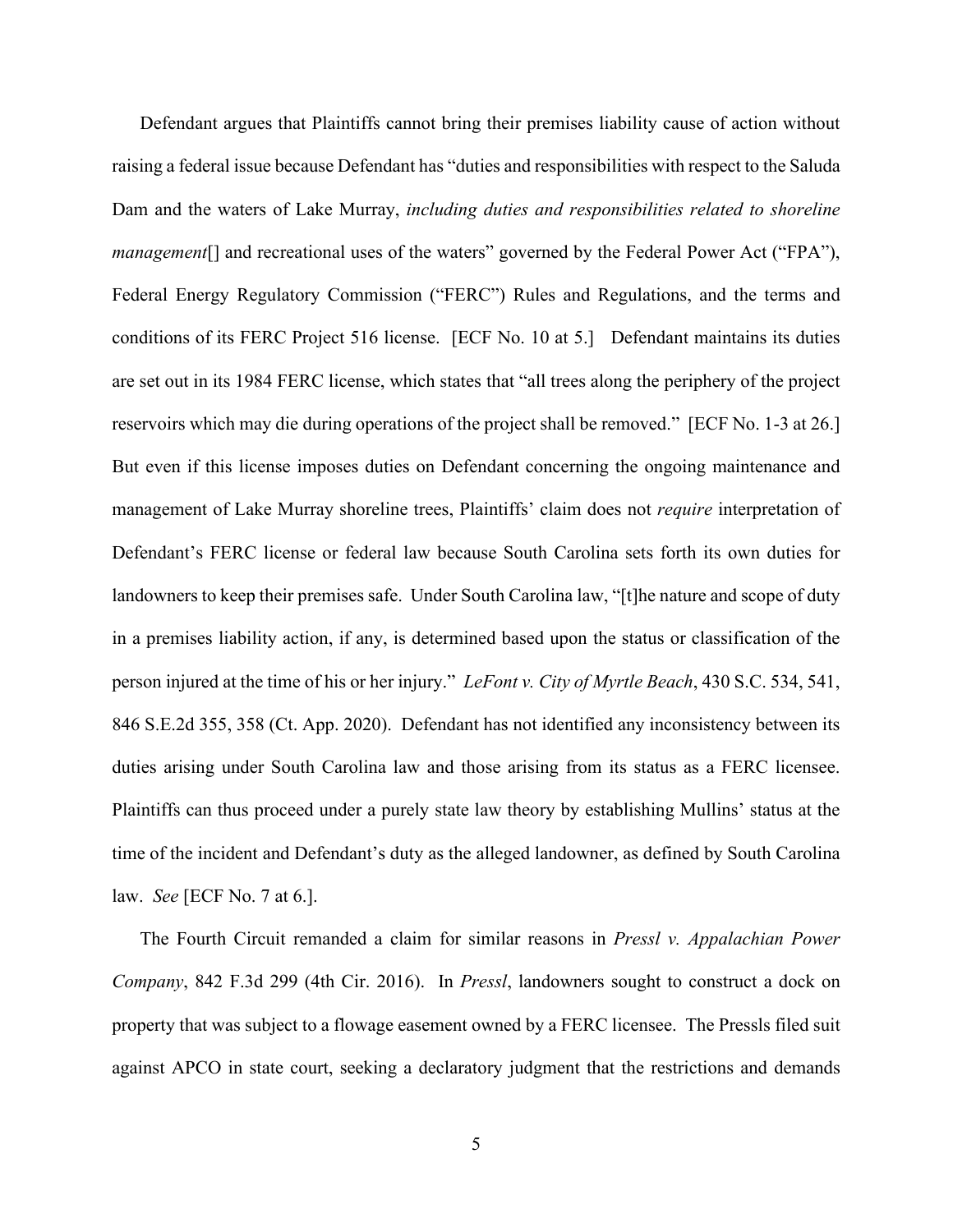Defendant argues that Plaintiffs cannot bring their premises liability cause of action without raising a federal issue because Defendant has "duties and responsibilities with respect to the Saluda Dam and the waters of Lake Murray, *including duties and responsibilities related to shoreline management*[] and recreational uses of the waters" governed by the Federal Power Act ("FPA"), Federal Energy Regulatory Commission ("FERC") Rules and Regulations, and the terms and conditions of its FERC Project 516 license. [ECF No. 10 at 5.] Defendant maintains its duties are set out in its 1984 FERC license, which states that "all trees along the periphery of the project reservoirs which may die during operations of the project shall be removed." [ECF No. 1-3 at 26.] But even if this license imposes duties on Defendant concerning the ongoing maintenance and management of Lake Murray shoreline trees, Plaintiffs' claim does not *require* interpretation of Defendant's FERC license or federal law because South Carolina sets forth its own duties for landowners to keep their premises safe. Under South Carolina law, "[t]he nature and scope of duty in a premises liability action, if any, is determined based upon the status or classification of the person injured at the time of his or her injury." *LeFont v. City of Myrtle Beach*, 430 S.C. 534, 541, 846 S.E.2d 355, 358 (Ct. App. 2020). Defendant has not identified any inconsistency between its duties arising under South Carolina law and those arising from its status as a FERC licensee. Plaintiffs can thus proceed under a purely state law theory by establishing Mullins' status at the time of the incident and Defendant's duty as the alleged landowner, as defined by South Carolina law. *See* [ECF No. 7 at 6.].

The Fourth Circuit remanded a claim for similar reasons in *Pressl v. Appalachian Power Company*, 842 F.3d 299 (4th Cir. 2016). In *Pressl*, landowners sought to construct a dock on property that was subject to a flowage easement owned by a FERC licensee. The Pressls filed suit against APCO in state court, seeking a declaratory judgment that the restrictions and demands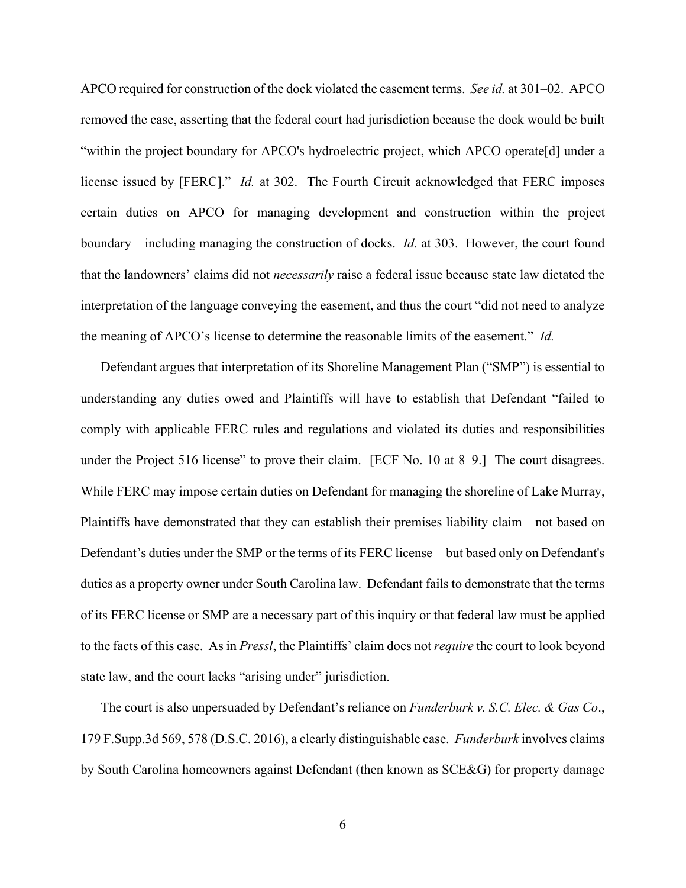APCO required for construction of the dock violated the easement terms. *See id.* at 301–02. APCO removed the case, asserting that the federal court had jurisdiction because the dock would be built "within the project boundary for APCO's hydroelectric project, which APCO operate[d] under a license issued by [FERC]." *Id.* at 302. The Fourth Circuit acknowledged that FERC imposes certain duties on APCO for managing development and construction within the project boundary—including managing the construction of docks. *Id.* at 303. However, the court found that the landowners' claims did not *necessarily* raise a federal issue because state law dictated the interpretation of the language conveying the easement, and thus the court "did not need to analyze the meaning of APCO's license to determine the reasonable limits of the easement." *Id.*

Defendant argues that interpretation of its Shoreline Management Plan ("SMP") is essential to understanding any duties owed and Plaintiffs will have to establish that Defendant "failed to comply with applicable FERC rules and regulations and violated its duties and responsibilities under the Project 516 license" to prove their claim. [ECF No. 10 at 8–9.] The court disagrees. While FERC may impose certain duties on Defendant for managing the shoreline of Lake Murray, Plaintiffs have demonstrated that they can establish their premises liability claim—not based on Defendant's duties under the SMP or the terms of its FERC license—but based only on Defendant's duties as a property owner under South Carolina law. Defendant fails to demonstrate that the terms of its FERC license or SMP are a necessary part of this inquiry or that federal law must be applied to the facts of this case. As in *Pressl*, the Plaintiffs' claim does not *require* the court to look beyond state law, and the court lacks "arising under" jurisdiction.

The court is also unpersuaded by Defendant's reliance on *Funderburk v. S.C. Elec. & Gas Co*., 179 F.Supp.3d 569, 578 (D.S.C. 2016), a clearly distinguishable case. *Funderburk* involves claims by South Carolina homeowners against Defendant (then known as SCE&G) for property damage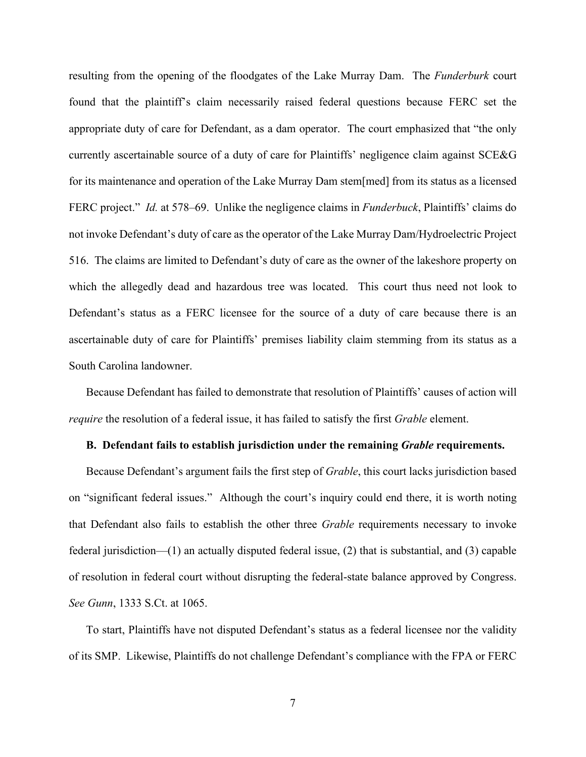resulting from the opening of the floodgates of the Lake Murray Dam. The *Funderburk* court found that the plaintiff's claim necessarily raised federal questions because FERC set the appropriate duty of care for Defendant, as a dam operator. The court emphasized that "the only currently ascertainable source of a duty of care for Plaintiffs' negligence claim against SCE&G for its maintenance and operation of the Lake Murray Dam stem[med] from its status as a licensed FERC project." *Id.* at 578–69. Unlike the negligence claims in *Funderbuck*, Plaintiffs' claims do not invoke Defendant's duty of care as the operator of the Lake Murray Dam/Hydroelectric Project 516. The claims are limited to Defendant's duty of care as the owner of the lakeshore property on which the allegedly dead and hazardous tree was located. This court thus need not look to Defendant's status as a FERC licensee for the source of a duty of care because there is an ascertainable duty of care for Plaintiffs' premises liability claim stemming from its status as a South Carolina landowner.

Because Defendant has failed to demonstrate that resolution of Plaintiffs' causes of action will *require* the resolution of a federal issue, it has failed to satisfy the first *Grable* element.

**B. Defendant fails to establish jurisdiction under the remaining *Grable* requirements.**

Because Defendant's argument fails the first step of *Grable*, this court lacks jurisdiction based on "significant federal issues." Although the court's inquiry could end there, it is worth noting that Defendant also fails to establish the other three *Grable* requirements necessary to invoke federal jurisdiction—(1) an actually disputed federal issue, (2) that is substantial, and (3) capable of resolution in federal court without disrupting the federal-state balance approved by Congress. *See Gunn*, 1333 S.Ct. at 1065.

To start, Plaintiffs have not disputed Defendant's status as a federal licensee nor the validity of its SMP. Likewise, Plaintiffs do not challenge Defendant's compliance with the FPA or FERC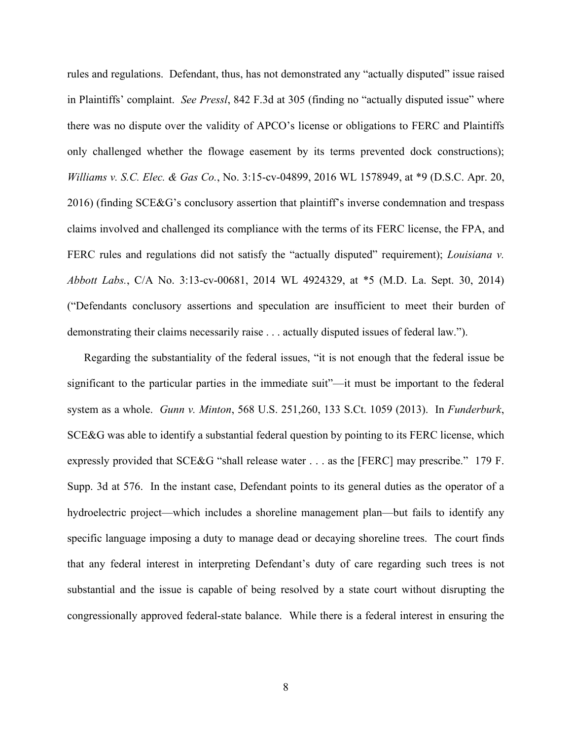rules and regulations. Defendant, thus, has not demonstrated any "actually disputed" issue raised in Plaintiffs' complaint. *See Pressl*, 842 F.3d at 305 (finding no "actually disputed issue" where there was no dispute over the validity of APCO's license or obligations to FERC and Plaintiffs only challenged whether the flowage easement by its terms prevented dock constructions); *Williams v. S.C. Elec. & Gas Co.*, No. 3:15-cv-04899, 2016 WL 1578949, at *9 (D.S.C. Apr. 20, 2016) (finding SCE&G's conclusory assertion that plaintiff's inverse condemnation and trespass claims involved and challenged its compliance with the terms of its FERC license, the FPA, and FERC rules and regulations did not satisfy the "actually disputed" requirement); *Louisiana v. Abbott Labs.*, C/A No. 3:13-cv-00681, 2014 WL 4924329, at *5 (M.D. La. Sept. 30, 2014) ("Defendants conclusory assertions and speculation are insufficient to meet their burden of demonstrating their claims necessarily raise . . . actually disputed issues of federal law.").

Regarding the substantiality of the federal issues, "it is not enough that the federal issue be significant to the particular parties in the immediate suit"—it must be important to the federal system as a whole. *Gunn v. Minton*, 568 U.S. 251,260, 133 S.Ct. 1059 (2013). In *Funderburk*, SCE&G was able to identify a substantial federal question by pointing to its FERC license, which expressly provided that SCE&G "shall release water . . . as the [FERC] may prescribe." 179 F. Supp. 3d at 576. In the instant case, Defendant points to its general duties as the operator of a hydroelectric project—which includes a shoreline management plan—but fails to identify any specific language imposing a duty to manage dead or decaying shoreline trees. The court finds that any federal interest in interpreting Defendant's duty of care regarding such trees is not substantial and the issue is capable of being resolved by a state court without disrupting the congressionally approved federal-state balance. While there is a federal interest in ensuring the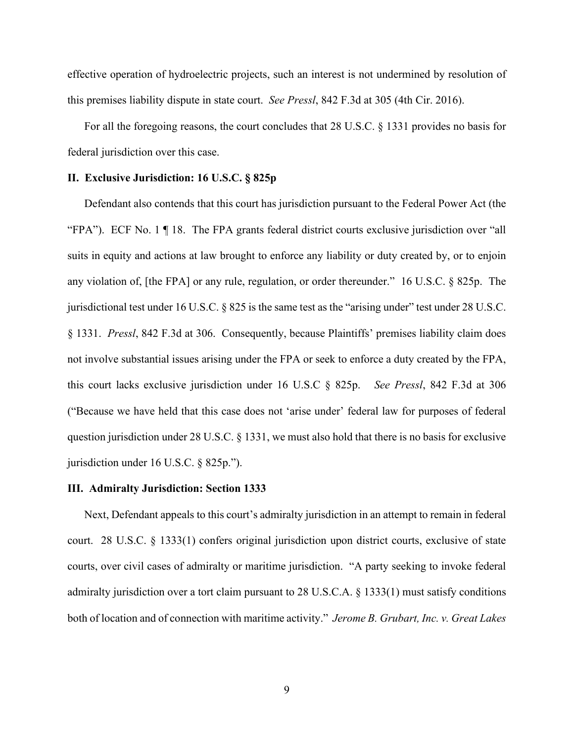effective operation of hydroelectric projects, such an interest is not undermined by resolution of this premises liability dispute in state court. *See Pressl*, 842 F.3d at 305 (4th Cir. 2016).

For all the foregoing reasons, the court concludes that 28 U.S.C. § 1331 provides no basis for federal jurisdiction over this case.

## II. Exclusive Jurisdiction: 16 U.S.C. § 825p

Defendant also contends that this court has jurisdiction pursuant to the Federal Power Act (the "FPA"). ECF No. 1 ¶ 18. The FPA grants federal district courts exclusive jurisdiction over "all suits in equity and actions at law brought to enforce any liability or duty created by, or to enjoin any violation of, [the FPA] or any rule, regulation, or order thereunder." 16 U.S.C. § 825p. The jurisdictional test under 16 U.S.C. § 825 is the same test as the "arising under" test under 28 U.S.C. § 1331. *Pressl*, 842 F.3d at 306. Consequently, because Plaintiffs' premises liability claim does not involve substantial issues arising under the FPA or seek to enforce a duty created by the FPA, this court lacks exclusive jurisdiction under 16 U.S.C § 825p. *See Pressl*, 842 F.3d at 306 ("Because we have held that this case does not 'arise under' federal law for purposes of federal question jurisdiction under 28 U.S.C. § 1331, we must also hold that there is no basis for exclusive jurisdiction under 16 U.S.C. § 825p.").

## III. Admiralty Jurisdiction: Section 1333

Next, Defendant appeals to this court's admiralty jurisdiction in an attempt to remain in federal court. 28 U.S.C. § 1333(1) confers original jurisdiction upon district courts, exclusive of state courts, over civil cases of admiralty or maritime jurisdiction. "A party seeking to invoke federal admiralty jurisdiction over a tort claim pursuant to 28 U.S.C.A. § 1333(1) must satisfy conditions both of location and of connection with maritime activity." *Jerome B. Grubart, Inc. v. Great Lakes*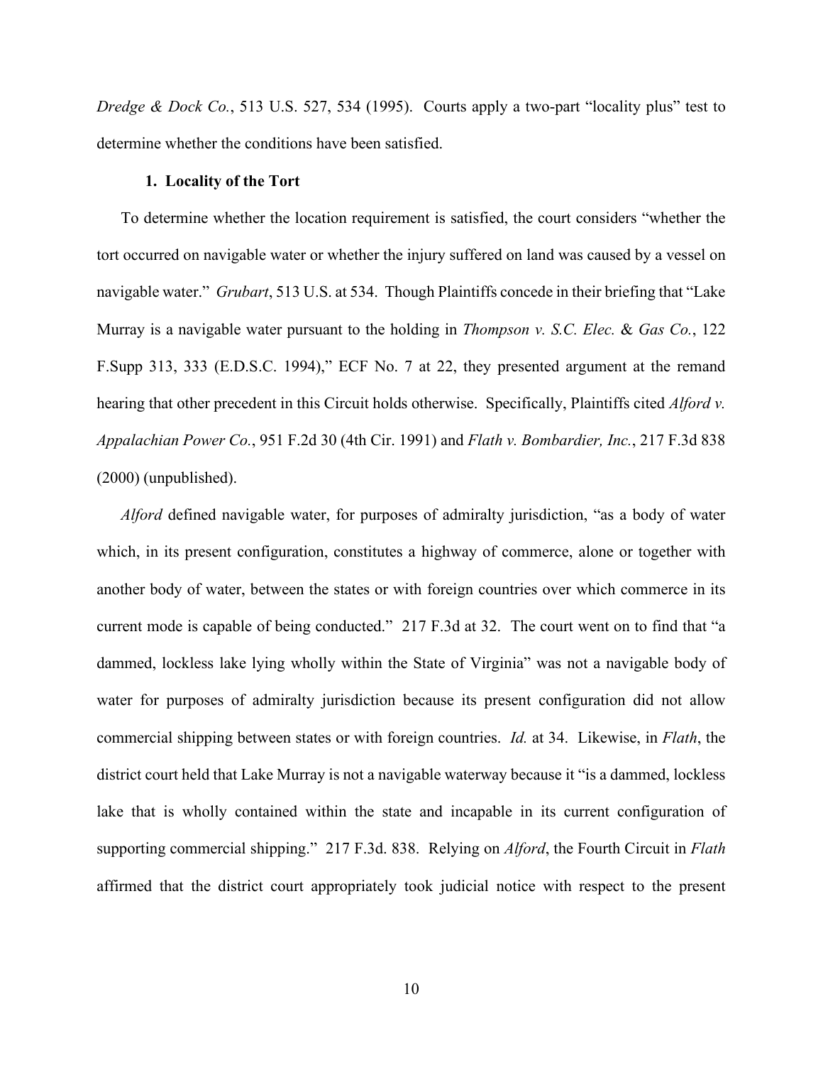*Dredge & Dock Co.*, 513 U.S. 527, 534 (1995). Courts apply a two-part "locality plus" test to determine whether the conditions have been satisfied.

**1. Locality of the Tort**

To determine whether the location requirement is satisfied, the court considers "whether the tort occurred on navigable water or whether the injury suffered on land was caused by a vessel on navigable water." *Grubart*, 513 U.S. at 534. Though Plaintiffs concede in their briefing that "Lake Murray is a navigable water pursuant to the holding in *Thompson v. S.C. Elec.* & *Gas Co.*, 122 F.Supp 313, 333 (E.D.S.C. 1994)," ECF No. 7 at 22, they presented argument at the remand hearing that other precedent in this Circuit holds otherwise. Specifically, Plaintiffs cited *Alford v. Appalachian Power Co.*, 951 F.2d 30 (4th Cir. 1991) and *Flath v. Bombardier, Inc.*, 217 F.3d 838 (2000) (unpublished).

*Alford* defined navigable water, for purposes of admiralty jurisdiction, "as a body of water which, in its present configuration, constitutes a highway of commerce, alone or together with another body of water, between the states or with foreign countries over which commerce in its current mode is capable of being conducted." 217 F.3d at 32. The court went on to find that "a dammed, lockless lake lying wholly within the State of Virginia" was not a navigable body of water for purposes of admiralty jurisdiction because its present configuration did not allow commercial shipping between states or with foreign countries. *Id.* at 34. Likewise, in *Flath*, the district court held that Lake Murray is not a navigable waterway because it "is a dammed, lockless lake that is wholly contained within the state and incapable in its current configuration of supporting commercial shipping." 217 F.3d. 838. Relying on *Alford*, the Fourth Circuit in *Flath* affirmed that the district court appropriately took judicial notice with respect to the present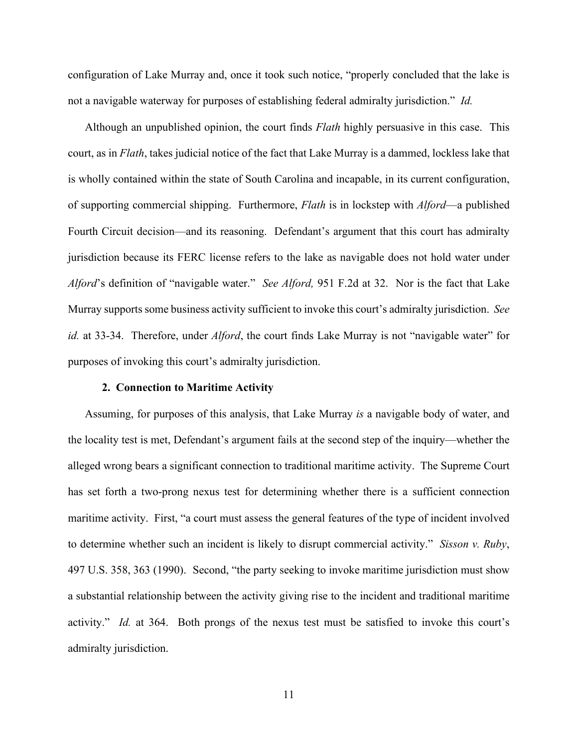configuration of Lake Murray and, once it took such notice, "properly concluded that the lake is not a navigable waterway for purposes of establishing federal admiralty jurisdiction." *Id.*

Although an unpublished opinion, the court finds *Flath* highly persuasive in this case. This court, as in *Flath*, takes judicial notice of the fact that Lake Murray is a dammed, lockless lake that is wholly contained within the state of South Carolina and incapable, in its current configuration, of supporting commercial shipping. Furthermore, *Flath* is in lockstep with *Alford*—a published Fourth Circuit decision—and its reasoning. Defendant's argument that this court has admiralty jurisdiction because its FERC license refers to the lake as navigable does not hold water under *Alford*'s definition of "navigable water." *See Alford,* 951 F.2d at 32. Nor is the fact that Lake Murray supports some business activity sufficient to invoke this court's admiralty jurisdiction. *See id.* at 33-34. Therefore, under *Alford*, the court finds Lake Murray is not "navigable water" for purposes of invoking this court's admiralty jurisdiction.

### 2. Connection to Maritime Activity

Assuming, for purposes of this analysis, that Lake Murray *is* a navigable body of water, and the locality test is met, Defendant's argument fails at the second step of the inquiry—whether the alleged wrong bears a significant connection to traditional maritime activity. The Supreme Court has set forth a two-prong nexus test for determining whether there is a sufficient connection maritime activity. First, "a court must assess the general features of the type of incident involved to determine whether such an incident is likely to disrupt commercial activity." *Sisson v. Ruby*, 497 U.S. 358, 363 (1990). Second, "the party seeking to invoke maritime jurisdiction must show a substantial relationship between the activity giving rise to the incident and traditional maritime activity." *Id.* at 364. Both prongs of the nexus test must be satisfied to invoke this court's admiralty jurisdiction.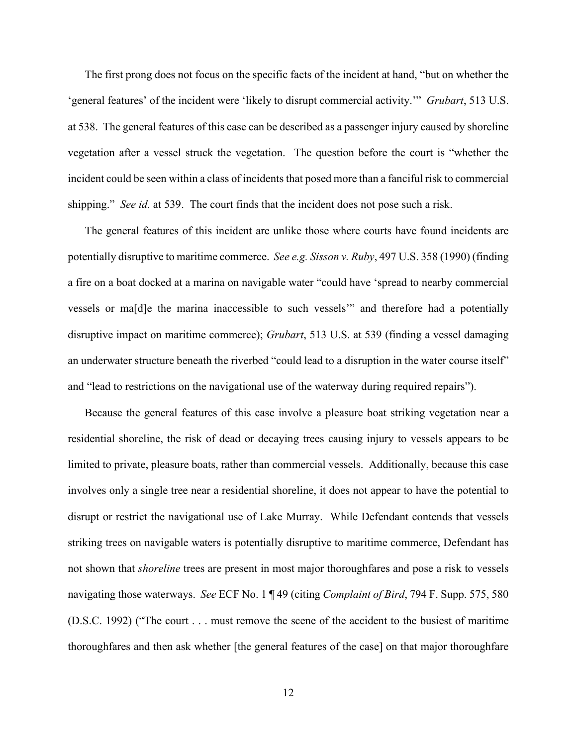The first prong does not focus on the specific facts of the incident at hand, "but on whether the 'general features' of the incident were 'likely to disrupt commercial activity.'" *Grubart*, 513 U.S. at 538. The general features of this case can be described as a passenger injury caused by shoreline vegetation after a vessel struck the vegetation. The question before the court is "whether the incident could be seen within a class of incidents that posed more than a fanciful risk to commercial shipping." *See id.* at 539. The court finds that the incident does not pose such a risk.

The general features of this incident are unlike those where courts have found incidents are potentially disruptive to maritime commerce. *See e.g. Sisson v. Ruby*, 497 U.S. 358 (1990) (finding a fire on a boat docked at a marina on navigable water "could have 'spread to nearby commercial vessels or ma[d]e the marina inaccessible to such vessels'" and therefore had a potentially disruptive impact on maritime commerce); *Grubart*, 513 U.S. at 539 (finding a vessel damaging an underwater structure beneath the riverbed "could lead to a disruption in the water course itself" and "lead to restrictions on the navigational use of the waterway during required repairs").

Because the general features of this case involve a pleasure boat striking vegetation near a residential shoreline, the risk of dead or decaying trees causing injury to vessels appears to be limited to private, pleasure boats, rather than commercial vessels. Additionally, because this case involves only a single tree near a residential shoreline, it does not appear to have the potential to disrupt or restrict the navigational use of Lake Murray. While Defendant contends that vessels striking trees on navigable waters is potentially disruptive to maritime commerce, Defendant has not shown that *shoreline* trees are present in most major thoroughfares and pose a risk to vessels navigating those waterways. *See* ECF No. 1 ¶ 49 (citing *Complaint of Bird*, 794 F. Supp. 575, 580 (D.S.C. 1992) ("The court . . . must remove the scene of the accident to the busiest of maritime thoroughfares and then ask whether [the general features of the case] on that major thoroughfare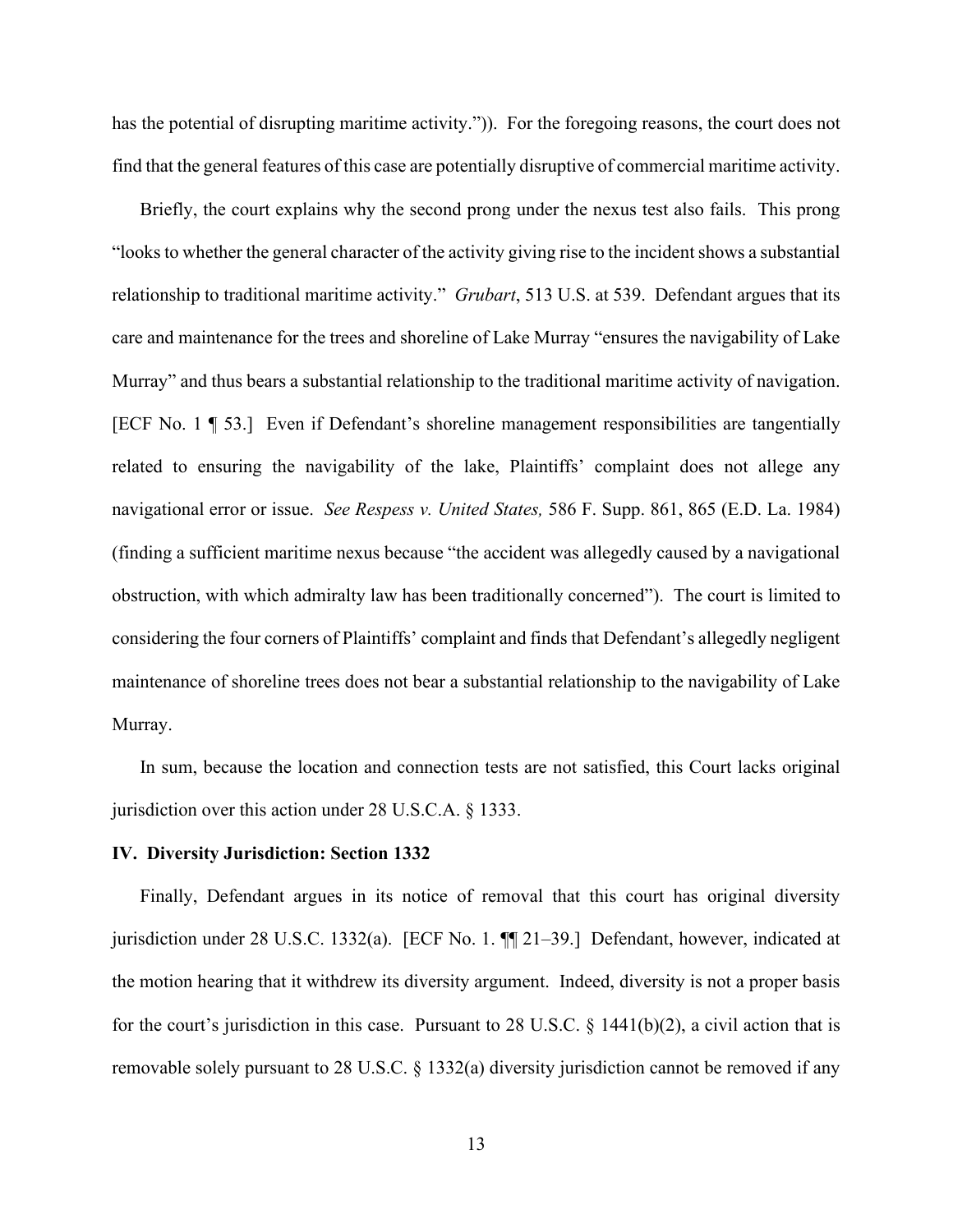has the potential of disrupting maritime activity.")). For the foregoing reasons, the court does not find that the general features of this case are potentially disruptive of commercial maritime activity.

Briefly, the court explains why the second prong under the nexus test also fails. This prong "looks to whether the general character of the activity giving rise to the incident shows a substantial relationship to traditional maritime activity." *Grubart*, 513 U.S. at 539. Defendant argues that its care and maintenance for the trees and shoreline of Lake Murray "ensures the navigability of Lake Murray" and thus bears a substantial relationship to the traditional maritime activity of navigation. [ECF No. 1 ¶ 53.] Even if Defendant's shoreline management responsibilities are tangentially related to ensuring the navigability of the lake, Plaintiffs' complaint does not allege any navigational error or issue. *See Respess v. United States,* 586 F. Supp. 861, 865 (E.D. La. 1984) (finding a sufficient maritime nexus because "the accident was allegedly caused by a navigational obstruction, with which admiralty law has been traditionally concerned"). The court is limited to considering the four corners of Plaintiffs' complaint and finds that Defendant's allegedly negligent maintenance of shoreline trees does not bear a substantial relationship to the navigability of Lake Murray.

In sum, because the location and connection tests are not satisfied, this Court lacks original jurisdiction over this action under 28 U.S.C.A. § 1333.

## IV. Diversity Jurisdiction: Section 1332

Finally, Defendant argues in its notice of removal that this court has original diversity jurisdiction under 28 U.S.C. 1332(a). [ECF No. 1. ¶¶ 21–39.] Defendant, however, indicated at the motion hearing that it withdrew its diversity argument. Indeed, diversity is not a proper basis for the court's jurisdiction in this case. Pursuant to 28 U.S.C. § 1441(b)(2), a civil action that is removable solely pursuant to 28 U.S.C. § 1332(a) diversity jurisdiction cannot be removed if any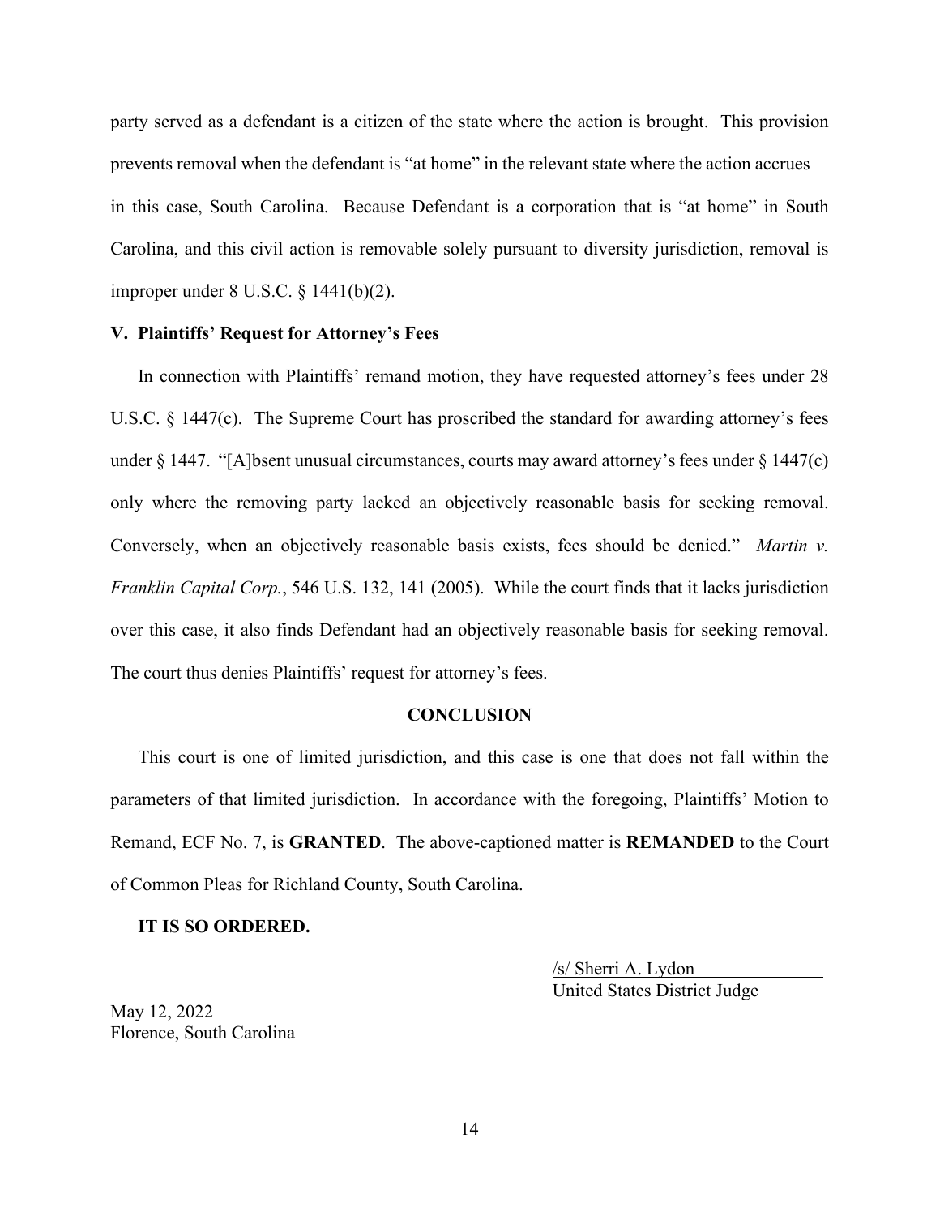party served as a defendant is a citizen of the state where the action is brought. This provision prevents removal when the defendant is "at home" in the relevant state where the action accrues—in this case, South Carolina. Because Defendant is a corporation that is "at home" in South Carolina, and this civil action is removable solely pursuant to diversity jurisdiction, removal is improper under 8 U.S.C. § 1441(b)(2).

**V. Plaintiffs' Request for Attorney's Fees**

In connection with Plaintiffs' remand motion, they have requested attorney's fees under 28 U.S.C. § 1447(c). The Supreme Court has proscribed the standard for awarding attorney's fees under § 1447. "[A]bsent unusual circumstances, courts may award attorney's fees under § 1447(c) only where the removing party lacked an objectively reasonable basis for seeking removal. Conversely, when an objectively reasonable basis exists, fees should be denied." *Martin v. Franklin Capital Corp.*, 546 U.S. 132, 141 (2005). While the court finds that it lacks jurisdiction over this case, it also finds Defendant had an objectively reasonable basis for seeking removal. The court thus denies Plaintiffs' request for attorney's fees.

**CONCLUSION**

This court is one of limited jurisdiction, and this case is one that does not fall within the parameters of that limited jurisdiction. In accordance with the foregoing, Plaintiffs' Motion to Remand, ECF No. 7, is **GRANTED**. The above-captioned matter is **REMANDED** to the Court of Common Pleas for Richland County, South Carolina.

**IT IS SO ORDERED.**

/s/ Sherri A. Lydon
United States District Judge

May 12, 2022
Florence, South Carolina